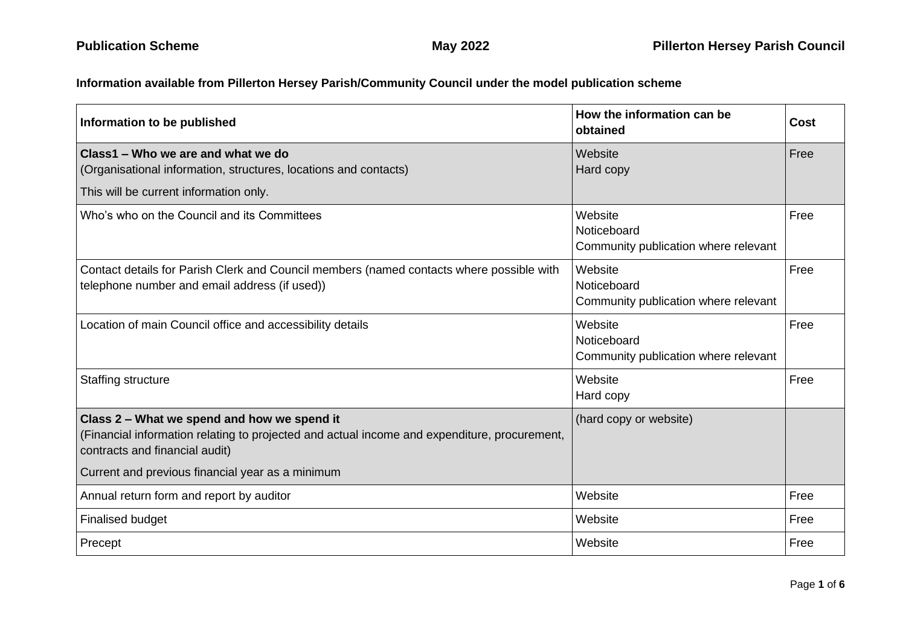**Information available from Pillerton Hersey Parish/Community Council under the model publication scheme**

| Information to be published | How the information can be obtained | Cost |
|---|---|---|
| **Class1 – Who we are and what we do**<br>(Organisational information, structures, locations and contacts)<br>This will be current information only. | Website<br>Hard copy | Free |
| Who's who on the Council and its Committees | Website<br>Noticeboard<br>Community publication where relevant | Free |
| Contact details for Parish Clerk and Council members (named contacts where possible with telephone number and email address (if used)) | Website<br>Noticeboard<br>Community publication where relevant | Free |
| Location of main Council office and accessibility details | Website<br>Noticeboard<br>Community publication where relevant | Free |
| Staffing structure | Website<br>Hard copy | Free |
| **Class 2 – What we spend and how we spend it**<br>(Financial information relating to projected and actual income and expenditure, procurement, contracts and financial audit)<br>Current and previous financial year as a minimum | (hard copy or website) | |
| Annual return form and report by auditor | Website | Free |
| Finalised budget | Website | Free |
| Precept | Website | Free |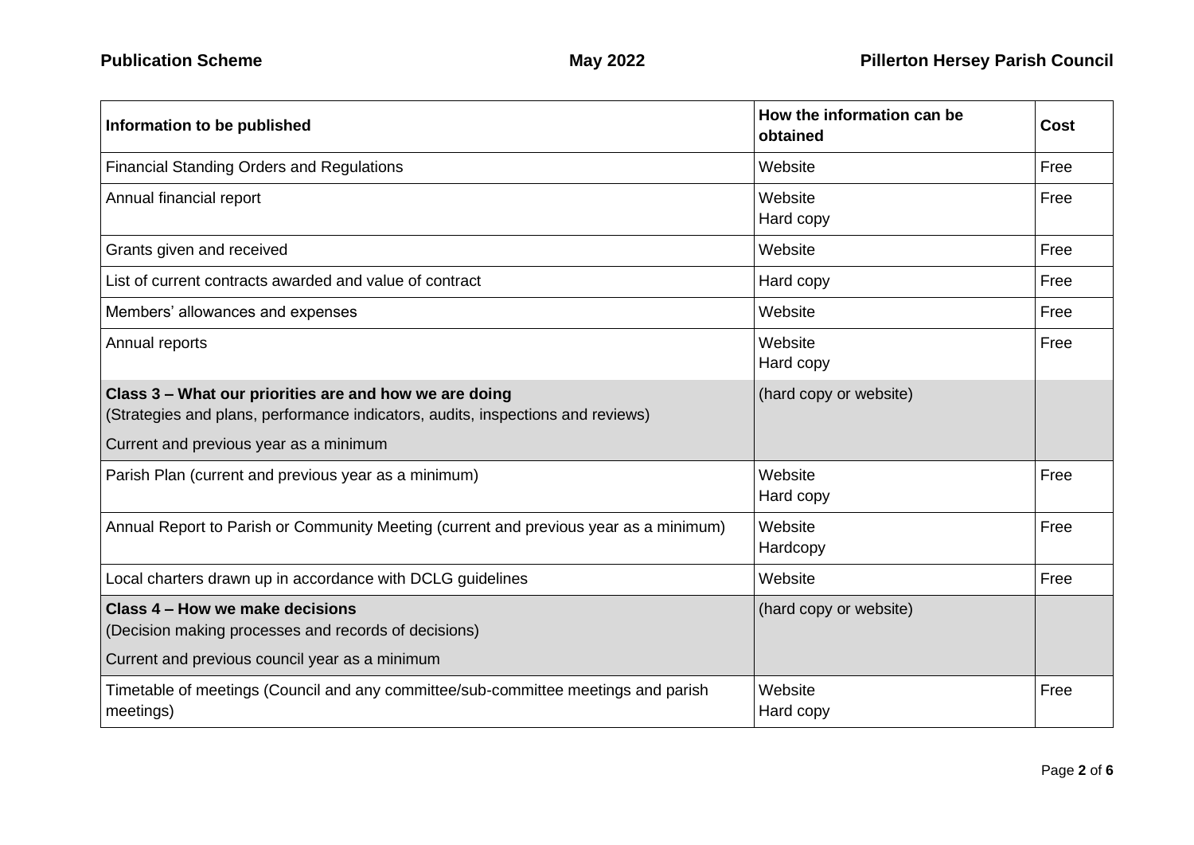| Information to be published | How the information can be obtained | Cost |
|---|---|---|
| Financial Standing Orders and Regulations | Website | Free |
| Annual financial report | Website<br>Hard copy | Free |
| Grants given and received | Website | Free |
| List of current contracts awarded and value of contract | Hard copy | Free |
| Members' allowances and expenses | Website | Free |
| Annual reports | Website<br>Hard copy | Free |
| **Class 3 – What our priorities are and how we are doing**<br>(Strategies and plans, performance indicators, audits, inspections and reviews)<br>Current and previous year as a minimum | (hard copy or website) | |
| Parish Plan (current and previous year as a minimum) | Website<br>Hard copy | Free |
| Annual Report to Parish or Community Meeting (current and previous year as a minimum) | Website<br>Hardcopy | Free |
| Local charters drawn up in accordance with DCLG guidelines | Website | Free |
| **Class 4 – How we make decisions**<br>(Decision making processes and records of decisions)<br>Current and previous council year as a minimum | (hard copy or website) | |
| Timetable of meetings (Council and any committee/sub-committee meetings and parish meetings) | Website<br>Hard copy | Free |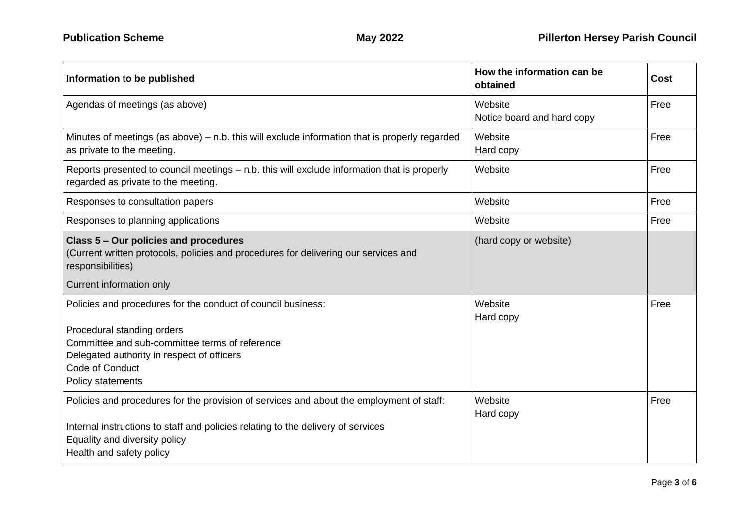| Information to be published | How the information can be obtained | Cost |
|---|---|---|
| Agendas of meetings (as above) | Website<br>Notice board and hard copy | Free |
| Minutes of meetings (as above) – n.b. this will exclude information that is properly regarded as private to the meeting. | Website<br>Hard copy | Free |
| Reports presented to council meetings – n.b. this will exclude information that is properly regarded as private to the meeting. | Website | Free |
| Responses to consultation papers | Website | Free |
| Responses to planning applications | Website | Free |
| **Class 5 – Our policies and procedures**<br>(Current written protocols, policies and procedures for delivering our services and responsibilities)<br><br>Current information only | (hard copy or website) | |
| Policies and procedures for the conduct of council business:<br><br>Procedural standing orders<br>Committee and sub-committee terms of reference<br>Delegated authority in respect of officers<br>Code of Conduct<br>Policy statements | Website<br>Hard copy | Free |
| Policies and procedures for the provision of services and about the employment of staff:<br><br>Internal instructions to staff and policies relating to the delivery of services<br>Equality and diversity policy<br>Health and safety policy | Website<br>Hard copy | Free |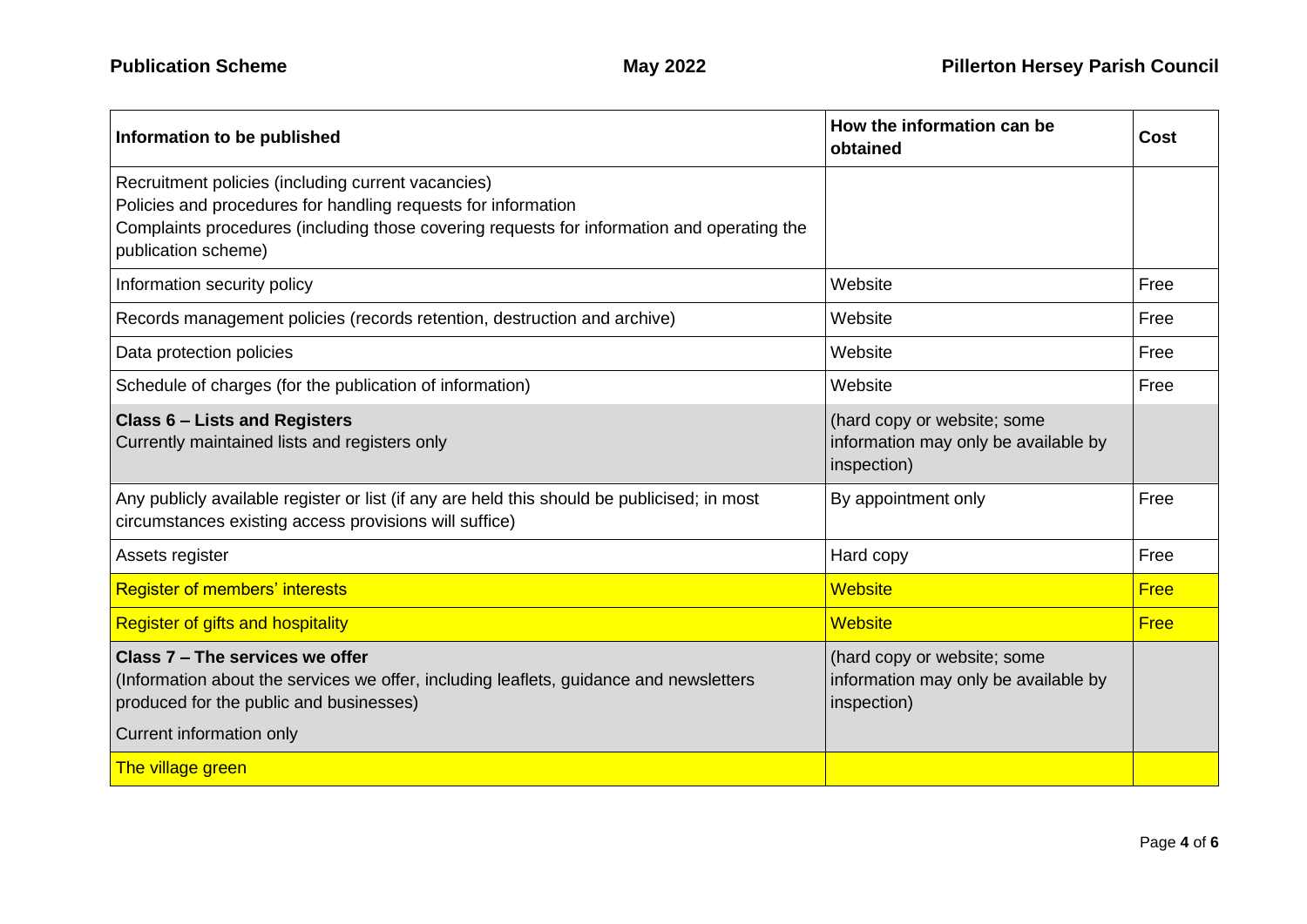| Information to be published | How the information can be obtained | Cost |
|---|---|---|
| Recruitment policies (including current vacancies)<br>Policies and procedures for handling requests for information<br>Complaints procedures (including those covering requests for information and operating the publication scheme) | | |
| Information security policy | Website | Free |
| Records management policies (records retention, destruction and archive) | Website | Free |
| Data protection policies | Website | Free |
| Schedule of charges (for the publication of information) | Website | Free |
| **Class 6 – Lists and Registers**<br>Currently maintained lists and registers only | (hard copy or website; some information may only be available by inspection) | |
| Any publicly available register or list (if any are held this should be publicised; in most circumstances existing access provisions will suffice) | By appointment only | Free |
| Assets register | Hard copy | Free |
| Register of members' interests | Website | Free |
| Register of gifts and hospitality | Website | Free |
| **Class 7 – The services we offer**<br>(Information about the services we offer, including leaflets, guidance and newsletters produced for the public and businesses)<br>Current information only | (hard copy or website; some information may only be available by inspection) | |
| The village green | | |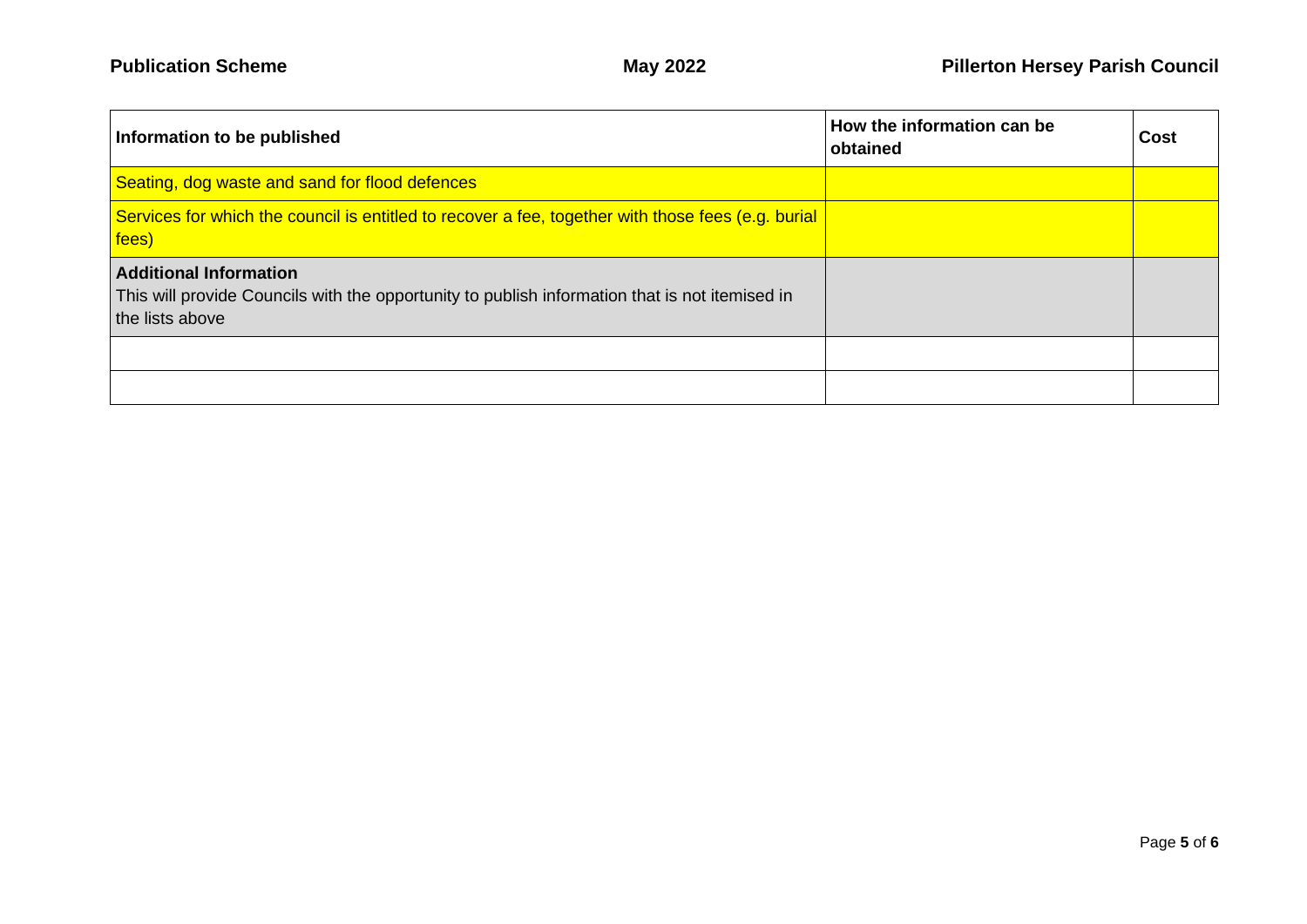| Information to be published | How the information can be obtained | Cost |
|---|---|---|
| Seating, dog waste and sand for flood defences | | |
| Services for which the council is entitled to recover a fee, together with those fees (e.g. burial fees) | | |
| **Additional Information**<br>This will provide Councils with the opportunity to publish information that is not itemised in the lists above | | |
| | | |
| | | |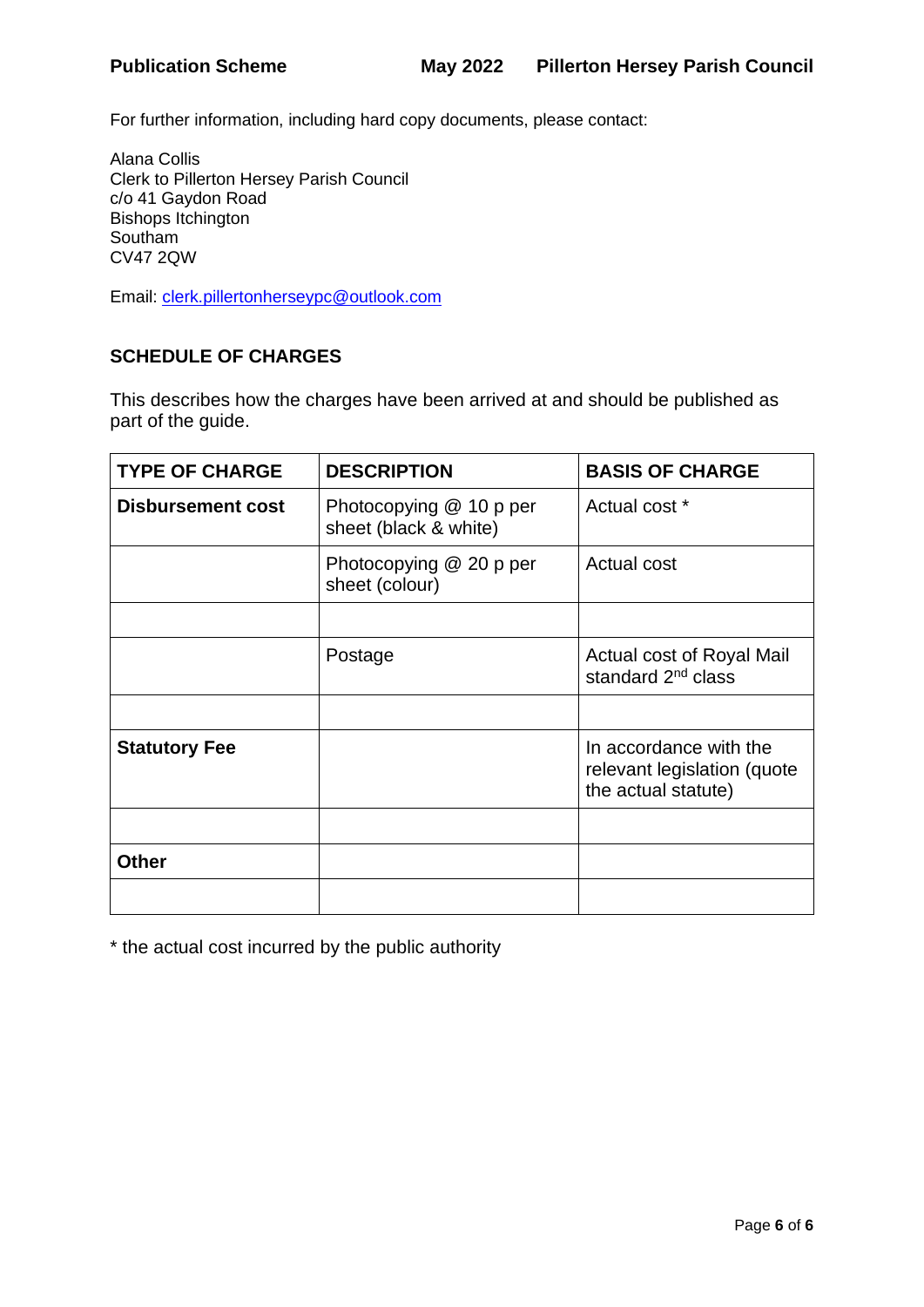For further information, including hard copy documents, please contact:

Alana Collis
Clerk to Pillerton Hersey Parish Council
c/o 41 Gaydon Road
Bishops Itchington
Southam
CV47 2QW

Email: clerk.pillertonherseypc@outlook.com

## SCHEDULE OF CHARGES

This describes how the charges have been arrived at and should be published as part of the guide.

| TYPE OF CHARGE | DESCRIPTION | BASIS OF CHARGE |
|---|---|---|
| **Disbursement cost** | Photocopying @ 10 p per sheet (black & white) | Actual cost * |
| | Photocopying @ 20 p per sheet (colour) | Actual cost |
| | | |
| | Postage | Actual cost of Royal Mail standard 2nd class |
| | | |
| **Statutory Fee** | | In accordance with the relevant legislation (quote the actual statute) |
| | | |
| **Other** | | |
| | | |

* the actual cost incurred by the public authority